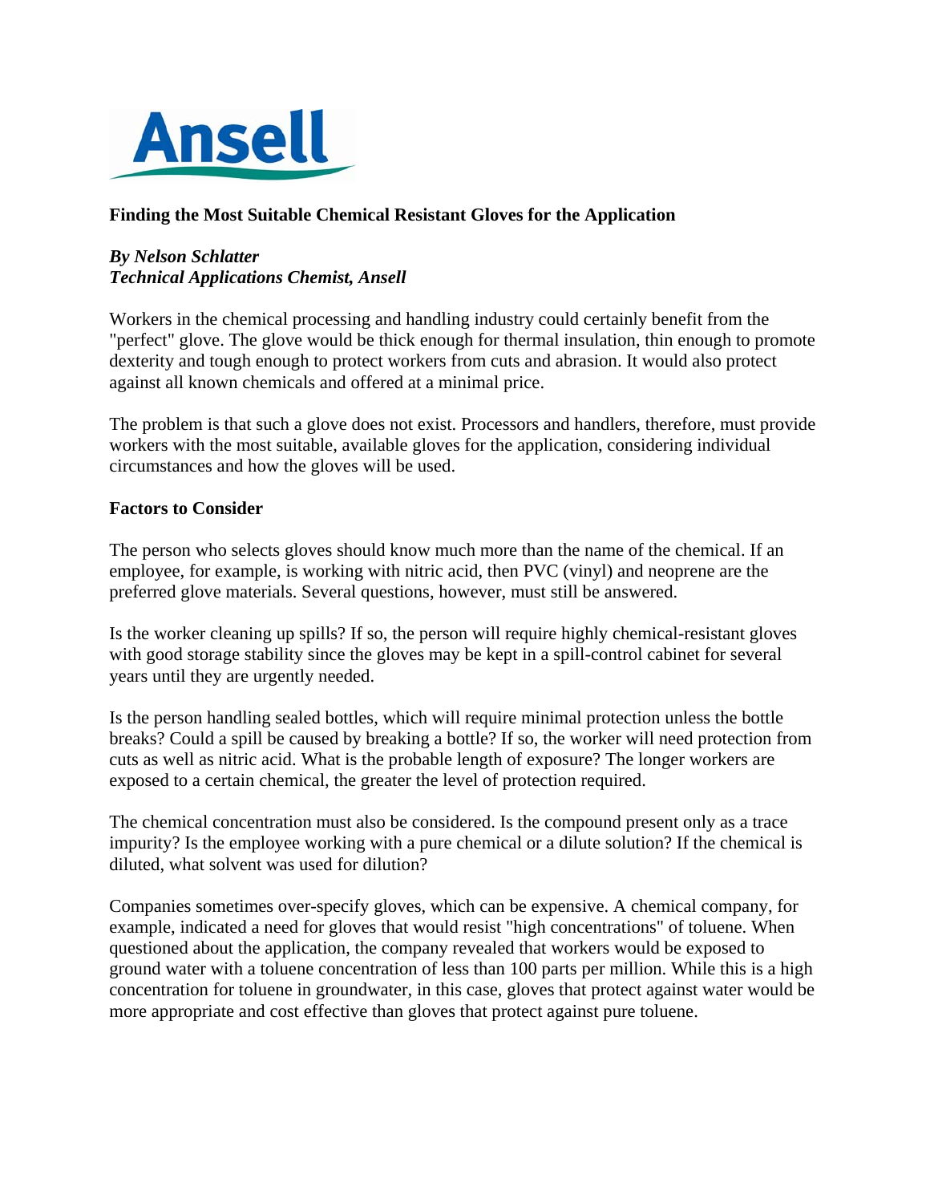Ansell

## Finding the Most Suitable Chemical Resistant Gloves for the Application

***By Nelson Schlatter***
***Technical Applications Chemist, Ansell***

Workers in the chemical processing and handling industry could certainly benefit from the "perfect" glove. The glove would be thick enough for thermal insulation, thin enough to promote dexterity and tough enough to protect workers from cuts and abrasion. It would also protect against all known chemicals and offered at a minimal price.

The problem is that such a glove does not exist. Processors and handlers, therefore, must provide workers with the most suitable, available gloves for the application, considering individual circumstances and how the gloves will be used.

### Factors to Consider

The person who selects gloves should know much more than the name of the chemical. If an employee, for example, is working with nitric acid, then PVC (vinyl) and neoprene are the preferred glove materials. Several questions, however, must still be answered.

Is the worker cleaning up spills? If so, the person will require highly chemical-resistant gloves with good storage stability since the gloves may be kept in a spill-control cabinet for several years until they are urgently needed.

Is the person handling sealed bottles, which will require minimal protection unless the bottle breaks? Could a spill be caused by breaking a bottle? If so, the worker will need protection from cuts as well as nitric acid. What is the probable length of exposure? The longer workers are exposed to a certain chemical, the greater the level of protection required.

The chemical concentration must also be considered. Is the compound present only as a trace impurity? Is the employee working with a pure chemical or a dilute solution? If the chemical is diluted, what solvent was used for dilution?

Companies sometimes over-specify gloves, which can be expensive. A chemical company, for example, indicated a need for gloves that would resist "high concentrations" of toluene. When questioned about the application, the company revealed that workers would be exposed to ground water with a toluene concentration of less than 100 parts per million. While this is a high concentration for toluene in groundwater, in this case, gloves that protect against water would be more appropriate and cost effective than gloves that protect against pure toluene.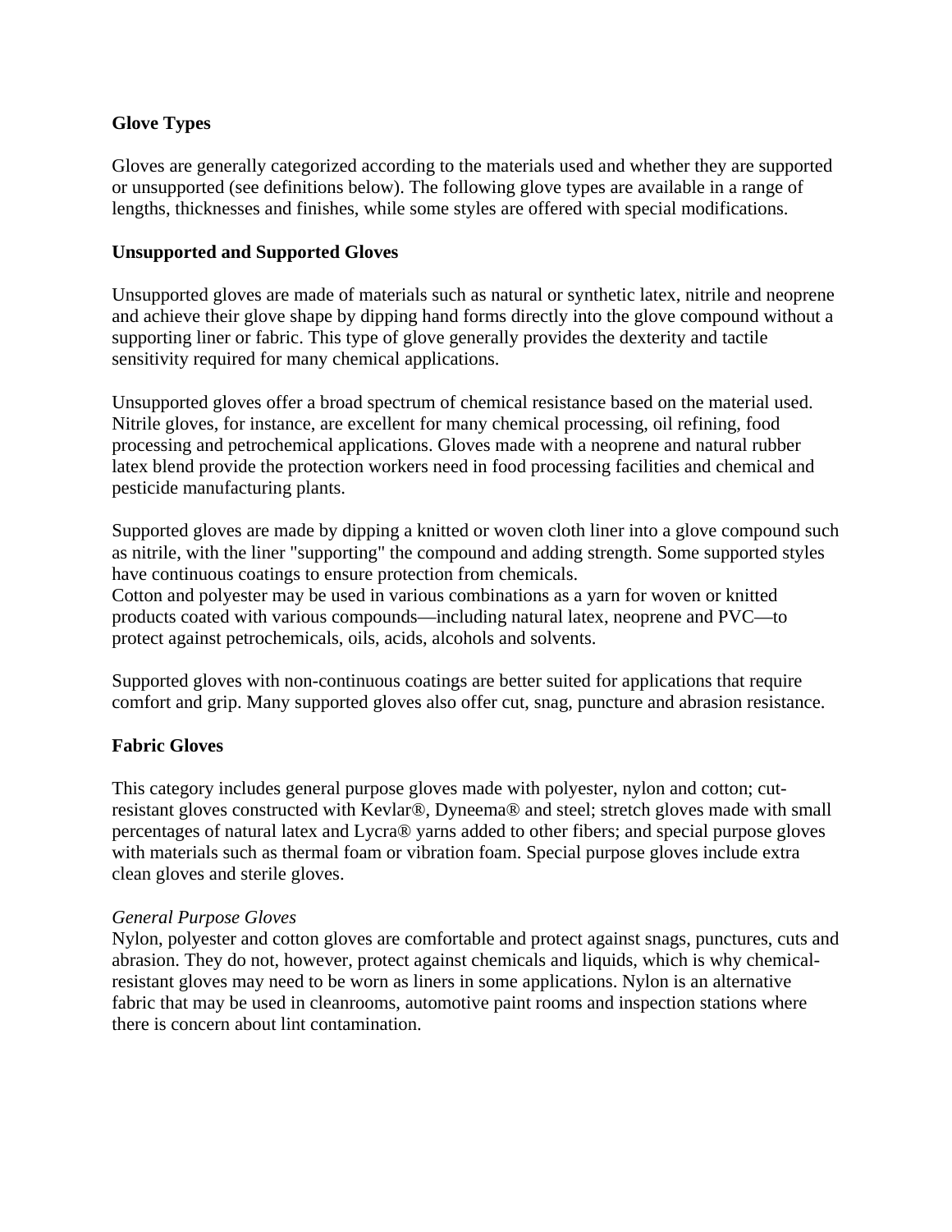## Glove Types

Gloves are generally categorized according to the materials used and whether they are supported or unsupported (see definitions below). The following glove types are available in a range of lengths, thicknesses and finishes, while some styles are offered with special modifications.

## Unsupported and Supported Gloves

Unsupported gloves are made of materials such as natural or synthetic latex, nitrile and neoprene and achieve their glove shape by dipping hand forms directly into the glove compound without a supporting liner or fabric. This type of glove generally provides the dexterity and tactile sensitivity required for many chemical applications.

Unsupported gloves offer a broad spectrum of chemical resistance based on the material used. Nitrile gloves, for instance, are excellent for many chemical processing, oil refining, food processing and petrochemical applications. Gloves made with a neoprene and natural rubber latex blend provide the protection workers need in food processing facilities and chemical and pesticide manufacturing plants.

Supported gloves are made by dipping a knitted or woven cloth liner into a glove compound such as nitrile, with the liner "supporting" the compound and adding strength. Some supported styles have continuous coatings to ensure protection from chemicals.
Cotton and polyester may be used in various combinations as a yarn for woven or knitted products coated with various compounds—including natural latex, neoprene and PVC—to protect against petrochemicals, oils, acids, alcohols and solvents.

Supported gloves with non-continuous coatings are better suited for applications that require comfort and grip. Many supported gloves also offer cut, snag, puncture and abrasion resistance.

## Fabric Gloves

This category includes general purpose gloves made with polyester, nylon and cotton; cut-resistant gloves constructed with Kevlar®, Dyneema® and steel; stretch gloves made with small percentages of natural latex and Lycra® yarns added to other fibers; and special purpose gloves with materials such as thermal foam or vibration foam. Special purpose gloves include extra clean gloves and sterile gloves.

*General Purpose Gloves*
Nylon, polyester and cotton gloves are comfortable and protect against snags, punctures, cuts and abrasion. They do not, however, protect against chemicals and liquids, which is why chemical-resistant gloves may need to be worn as liners in some applications. Nylon is an alternative fabric that may be used in cleanrooms, automotive paint rooms and inspection stations where there is concern about lint contamination.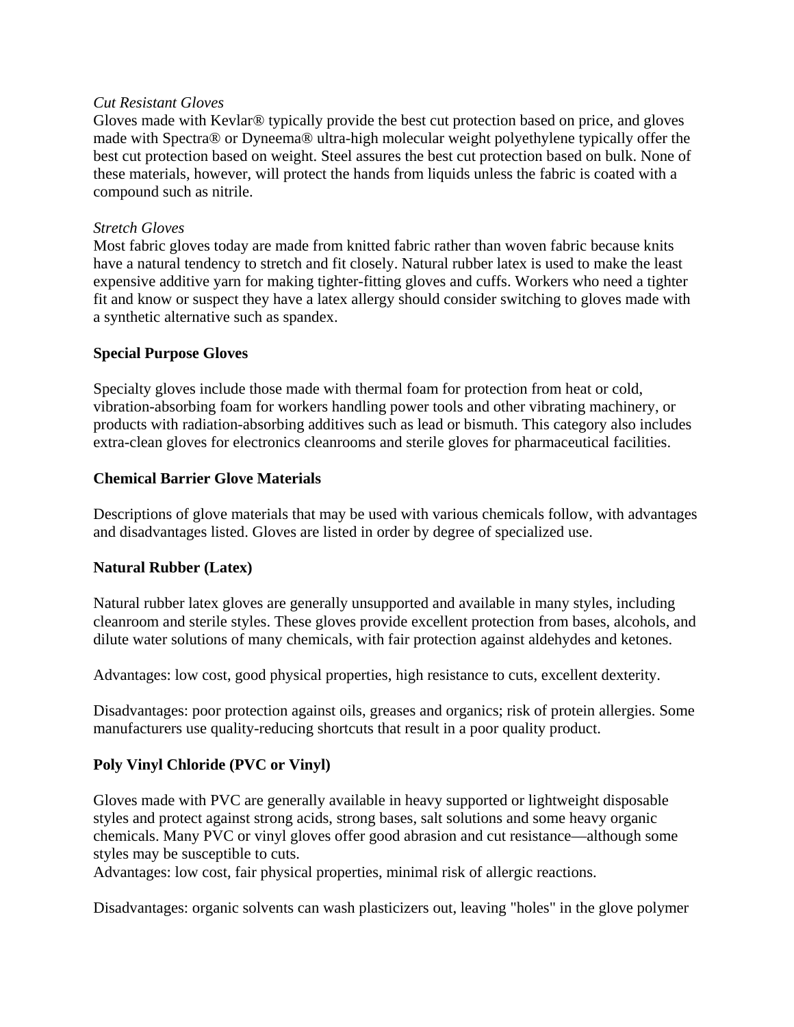*Cut Resistant Gloves*

Gloves made with Kevlar® typically provide the best cut protection based on price, and gloves made with Spectra® or Dyneema® ultra-high molecular weight polyethylene typically offer the best cut protection based on weight. Steel assures the best cut protection based on bulk. None of these materials, however, will protect the hands from liquids unless the fabric is coated with a compound such as nitrile.

*Stretch Gloves*

Most fabric gloves today are made from knitted fabric rather than woven fabric because knits have a natural tendency to stretch and fit closely. Natural rubber latex is used to make the least expensive additive yarn for making tighter-fitting gloves and cuffs. Workers who need a tighter fit and know or suspect they have a latex allergy should consider switching to gloves made with a synthetic alternative such as spandex.

**Special Purpose Gloves**

Specialty gloves include those made with thermal foam for protection from heat or cold, vibration-absorbing foam for workers handling power tools and other vibrating machinery, or products with radiation-absorbing additives such as lead or bismuth. This category also includes extra-clean gloves for electronics cleanrooms and sterile gloves for pharmaceutical facilities.

**Chemical Barrier Glove Materials**

Descriptions of glove materials that may be used with various chemicals follow, with advantages and disadvantages listed. Gloves are listed in order by degree of specialized use.

**Natural Rubber (Latex)**

Natural rubber latex gloves are generally unsupported and available in many styles, including cleanroom and sterile styles. These gloves provide excellent protection from bases, alcohols, and dilute water solutions of many chemicals, with fair protection against aldehydes and ketones.

Advantages: low cost, good physical properties, high resistance to cuts, excellent dexterity.

Disadvantages: poor protection against oils, greases and organics; risk of protein allergies. Some manufacturers use quality-reducing shortcuts that result in a poor quality product.

**Poly Vinyl Chloride (PVC or Vinyl)**

Gloves made with PVC are generally available in heavy supported or lightweight disposable styles and protect against strong acids, strong bases, salt solutions and some heavy organic chemicals. Many PVC or vinyl gloves offer good abrasion and cut resistance—although some styles may be susceptible to cuts.

Advantages: low cost, fair physical properties, minimal risk of allergic reactions.

Disadvantages: organic solvents can wash plasticizers out, leaving "holes" in the glove polymer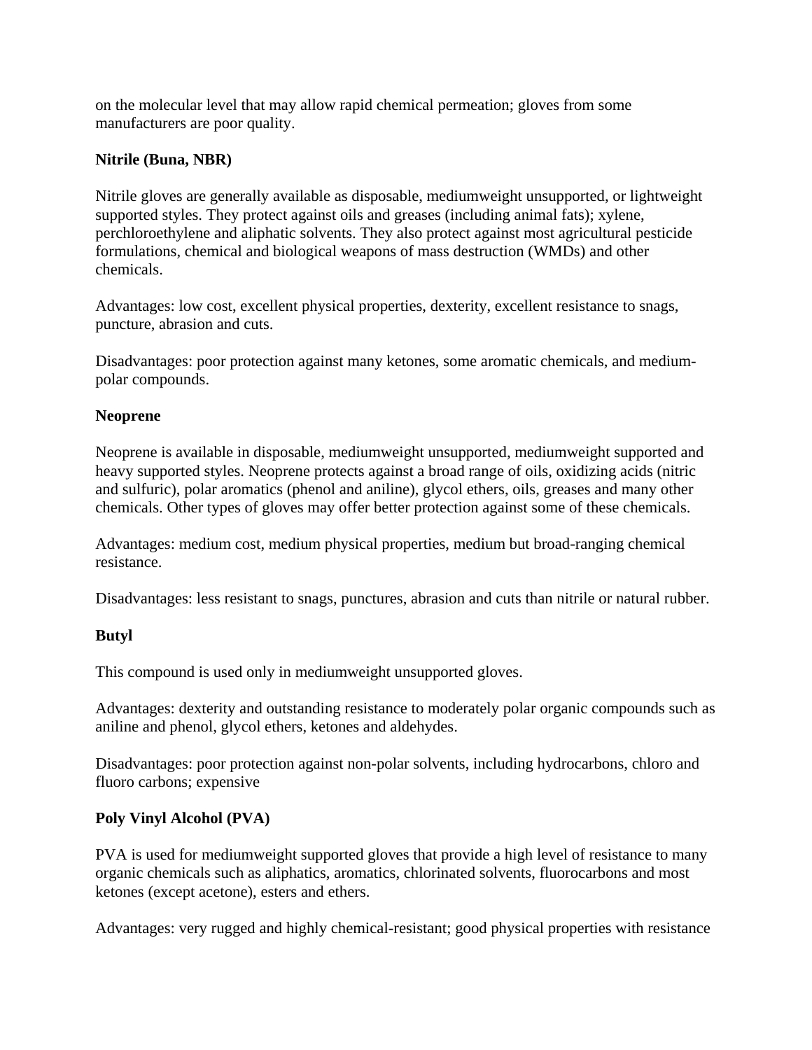on the molecular level that may allow rapid chemical permeation; gloves from some manufacturers are poor quality.

**Nitrile (Buna, NBR)**

Nitrile gloves are generally available as disposable, mediumweight unsupported, or lightweight supported styles. They protect against oils and greases (including animal fats); xylene, perchloroethylene and aliphatic solvents. They also protect against most agricultural pesticide formulations, chemical and biological weapons of mass destruction (WMDs) and other chemicals.

Advantages: low cost, excellent physical properties, dexterity, excellent resistance to snags, puncture, abrasion and cuts.

Disadvantages: poor protection against many ketones, some aromatic chemicals, and medium-polar compounds.

**Neoprene**

Neoprene is available in disposable, mediumweight unsupported, mediumweight supported and heavy supported styles. Neoprene protects against a broad range of oils, oxidizing acids (nitric and sulfuric), polar aromatics (phenol and aniline), glycol ethers, oils, greases and many other chemicals. Other types of gloves may offer better protection against some of these chemicals.

Advantages: medium cost, medium physical properties, medium but broad-ranging chemical resistance.

Disadvantages: less resistant to snags, punctures, abrasion and cuts than nitrile or natural rubber.

**Butyl**

This compound is used only in mediumweight unsupported gloves.

Advantages: dexterity and outstanding resistance to moderately polar organic compounds such as aniline and phenol, glycol ethers, ketones and aldehydes.

Disadvantages: poor protection against non-polar solvents, including hydrocarbons, chloro and fluoro carbons; expensive

**Poly Vinyl Alcohol (PVA)**

PVA is used for mediumweight supported gloves that provide a high level of resistance to many organic chemicals such as aliphatics, aromatics, chlorinated solvents, fluorocarbons and most ketones (except acetone), esters and ethers.

Advantages: very rugged and highly chemical-resistant; good physical properties with resistance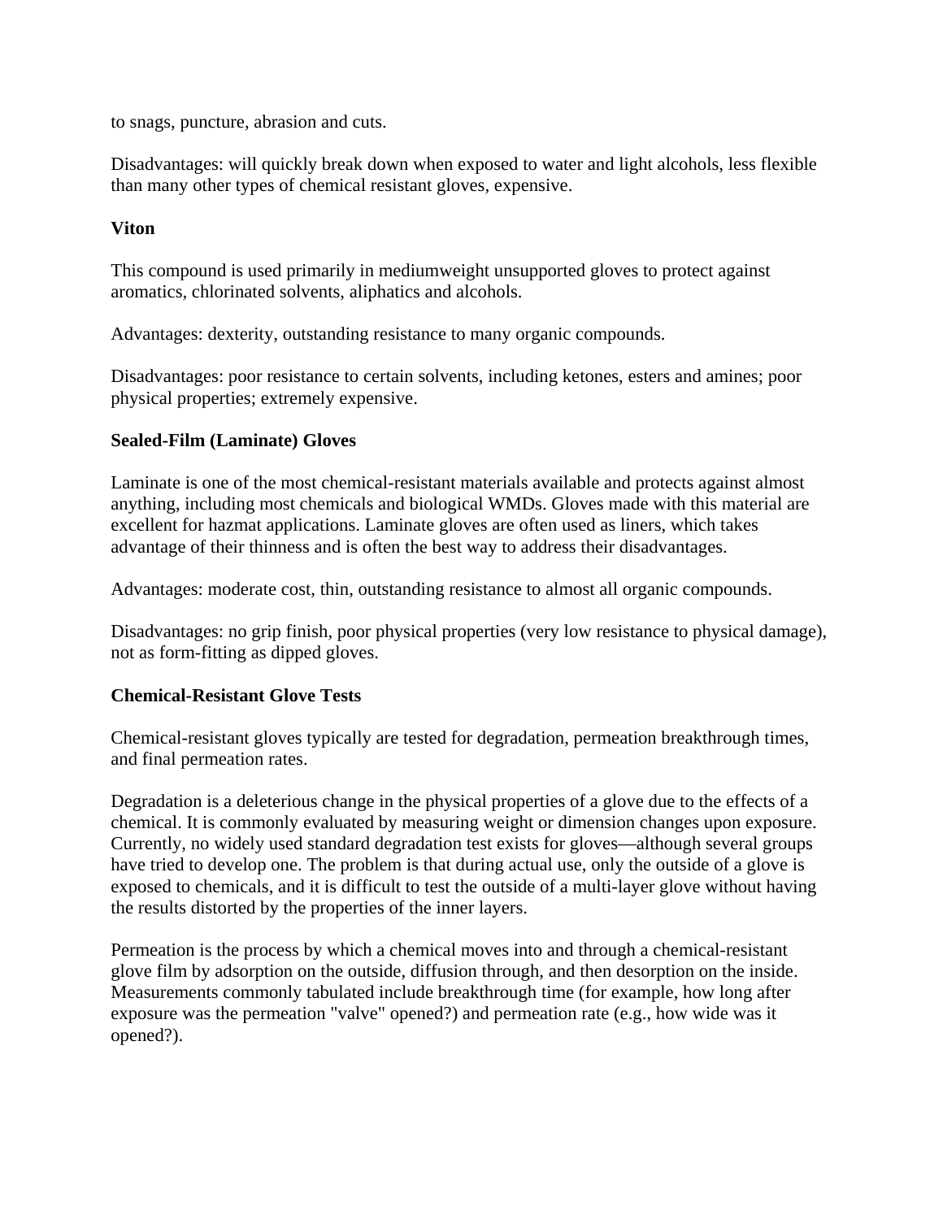to snags, puncture, abrasion and cuts.

Disadvantages: will quickly break down when exposed to water and light alcohols, less flexible than many other types of chemical resistant gloves, expensive.

**Viton**

This compound is used primarily in mediumweight unsupported gloves to protect against aromatics, chlorinated solvents, aliphatics and alcohols.

Advantages: dexterity, outstanding resistance to many organic compounds.

Disadvantages: poor resistance to certain solvents, including ketones, esters and amines; poor physical properties; extremely expensive.

**Sealed-Film (Laminate) Gloves**

Laminate is one of the most chemical-resistant materials available and protects against almost anything, including most chemicals and biological WMDs. Gloves made with this material are excellent for hazmat applications. Laminate gloves are often used as liners, which takes advantage of their thinness and is often the best way to address their disadvantages.

Advantages: moderate cost, thin, outstanding resistance to almost all organic compounds.

Disadvantages: no grip finish, poor physical properties (very low resistance to physical damage), not as form-fitting as dipped gloves.

**Chemical-Resistant Glove Tests**

Chemical-resistant gloves typically are tested for degradation, permeation breakthrough times, and final permeation rates.

Degradation is a deleterious change in the physical properties of a glove due to the effects of a chemical. It is commonly evaluated by measuring weight or dimension changes upon exposure. Currently, no widely used standard degradation test exists for gloves—although several groups have tried to develop one. The problem is that during actual use, only the outside of a glove is exposed to chemicals, and it is difficult to test the outside of a multi-layer glove without having the results distorted by the properties of the inner layers.

Permeation is the process by which a chemical moves into and through a chemical-resistant glove film by adsorption on the outside, diffusion through, and then desorption on the inside. Measurements commonly tabulated include breakthrough time (for example, how long after exposure was the permeation "valve" opened?) and permeation rate (e.g., how wide was it opened?).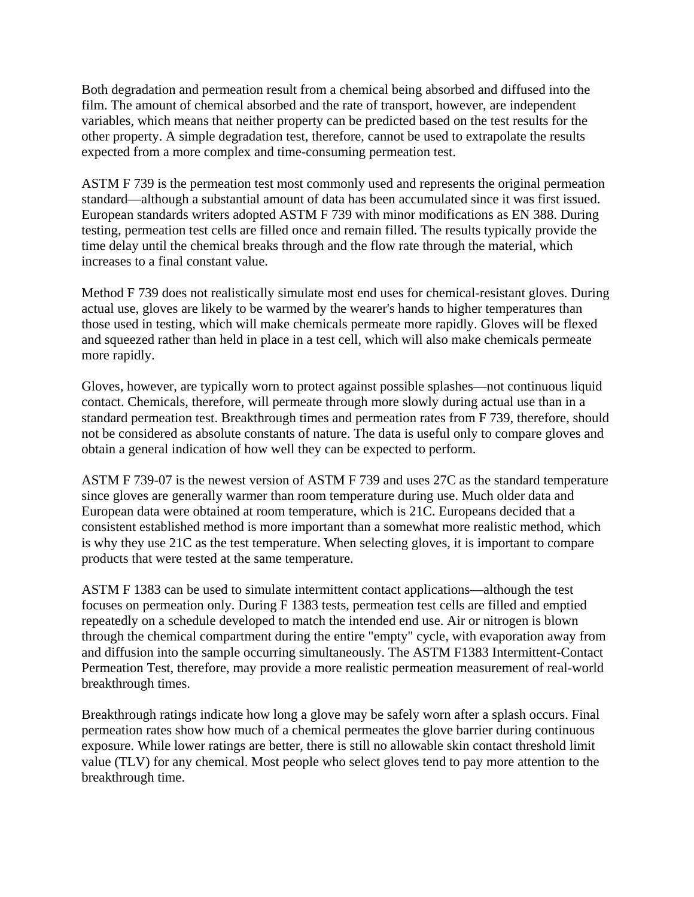Both degradation and permeation result from a chemical being absorbed and diffused into the film. The amount of chemical absorbed and the rate of transport, however, are independent variables, which means that neither property can be predicted based on the test results for the other property. A simple degradation test, therefore, cannot be used to extrapolate the results expected from a more complex and time-consuming permeation test.

ASTM F 739 is the permeation test most commonly used and represents the original permeation standard—although a substantial amount of data has been accumulated since it was first issued. European standards writers adopted ASTM F 739 with minor modifications as EN 388. During testing, permeation test cells are filled once and remain filled. The results typically provide the time delay until the chemical breaks through and the flow rate through the material, which increases to a final constant value.

Method F 739 does not realistically simulate most end uses for chemical-resistant gloves. During actual use, gloves are likely to be warmed by the wearer's hands to higher temperatures than those used in testing, which will make chemicals permeate more rapidly. Gloves will be flexed and squeezed rather than held in place in a test cell, which will also make chemicals permeate more rapidly.

Gloves, however, are typically worn to protect against possible splashes—not continuous liquid contact. Chemicals, therefore, will permeate through more slowly during actual use than in a standard permeation test. Breakthrough times and permeation rates from F 739, therefore, should not be considered as absolute constants of nature. The data is useful only to compare gloves and obtain a general indication of how well they can be expected to perform.

ASTM F 739-07 is the newest version of ASTM F 739 and uses 27C as the standard temperature since gloves are generally warmer than room temperature during use. Much older data and European data were obtained at room temperature, which is 21C. Europeans decided that a consistent established method is more important than a somewhat more realistic method, which is why they use 21C as the test temperature. When selecting gloves, it is important to compare products that were tested at the same temperature.

ASTM F 1383 can be used to simulate intermittent contact applications—although the test focuses on permeation only. During F 1383 tests, permeation test cells are filled and emptied repeatedly on a schedule developed to match the intended end use. Air or nitrogen is blown through the chemical compartment during the entire "empty" cycle, with evaporation away from and diffusion into the sample occurring simultaneously. The ASTM F1383 Intermittent-Contact Permeation Test, therefore, may provide a more realistic permeation measurement of real-world breakthrough times.

Breakthrough ratings indicate how long a glove may be safely worn after a splash occurs. Final permeation rates show how much of a chemical permeates the glove barrier during continuous exposure. While lower ratings are better, there is still no allowable skin contact threshold limit value (TLV) for any chemical. Most people who select gloves tend to pay more attention to the breakthrough time.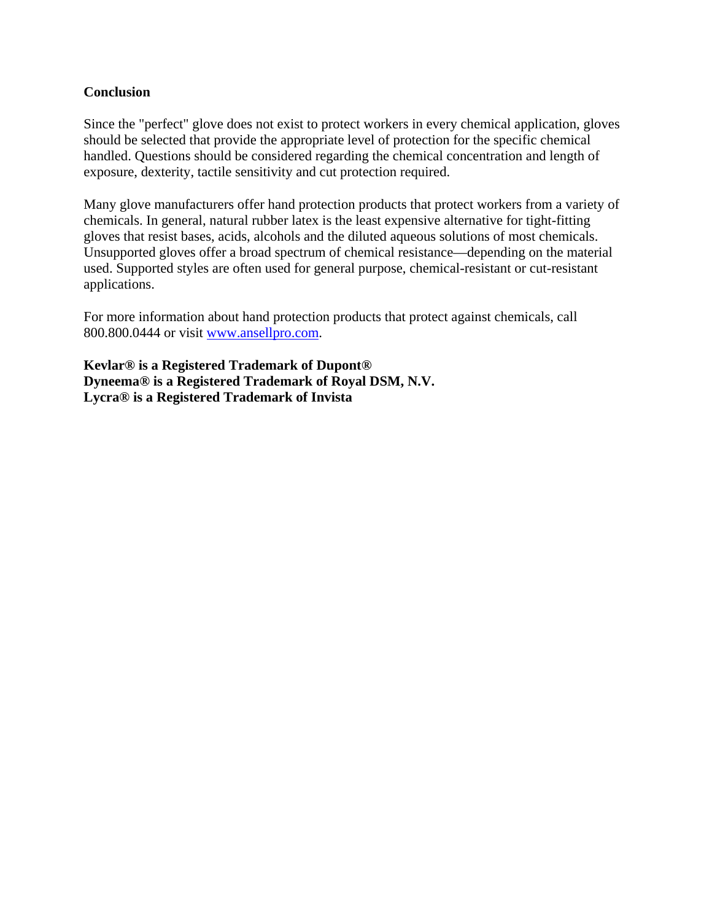**Conclusion**

Since the "perfect" glove does not exist to protect workers in every chemical application, gloves should be selected that provide the appropriate level of protection for the specific chemical handled. Questions should be considered regarding the chemical concentration and length of exposure, dexterity, tactile sensitivity and cut protection required.

Many glove manufacturers offer hand protection products that protect workers from a variety of chemicals. In general, natural rubber latex is the least expensive alternative for tight-fitting gloves that resist bases, acids, alcohols and the diluted aqueous solutions of most chemicals. Unsupported gloves offer a broad spectrum of chemical resistance—depending on the material used. Supported styles are often used for general purpose, chemical-resistant or cut-resistant applications.

For more information about hand protection products that protect against chemicals, call 800.800.0444 or visit [www.ansellpro.com](http://www.ansellpro.com).

**Kevlar® is a Registered Trademark of Dupont®**
**Dyneema® is a Registered Trademark of Royal DSM, N.V.**
**Lycra® is a Registered Trademark of Invista**